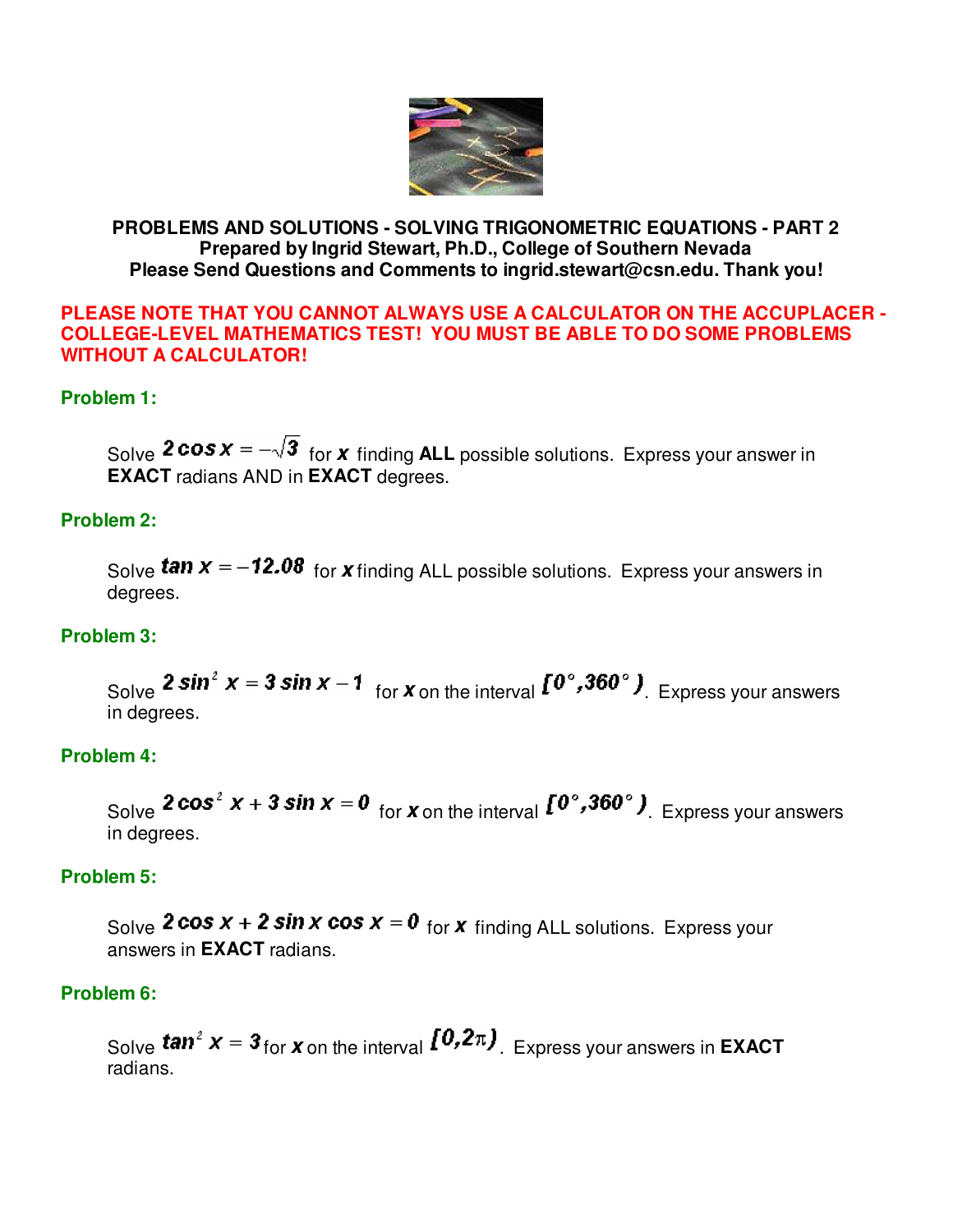**PROBLEMS AND SOLUTIONS - SOLVING TRIGONOMETRIC EQUATIONS - PART 2**
**Prepared by Ingrid Stewart, Ph.D., College of Southern Nevada**
**Please Send Questions and Comments to ingrid.stewart@csn.edu. Thank you!**

**PLEASE NOTE THAT YOU CANNOT ALWAYS USE A CALCULATOR ON THE ACCUPLACER - COLLEGE-LEVEL MATHEMATICS TEST! YOU MUST BE ABLE TO DO SOME PROBLEMS WITHOUT A CALCULATOR!**

**Problem 1:**

Solve $2\cos x = -\sqrt{3}$ for $x$ finding **ALL** possible solutions. Express your answer in **EXACT** radians AND in **EXACT** degrees.

**Problem 2:**

Solve $\tan x = -12.08$ for $x$ finding ALL possible solutions. Express your answers in degrees.

**Problem 3:**

Solve $2\sin^2 x = 3\sin x - 1$ for $x$ on the interval $[0°, 360°)$. Express your answers in degrees.

**Problem 4:**

Solve $2\cos^2 x + 3\sin x = 0$ for $x$ on the interval $[0°, 360°)$. Express your answers in degrees.

**Problem 5:**

Solve $2\cos x + 2\sin x \cos x = 0$ for $x$ finding ALL solutions. Express your answers in **EXACT** radians.

**Problem 6:**

Solve $\tan^2 x = 3$ for $x$ on the interval $[0, 2\pi)$. Express your answers in **EXACT** radians.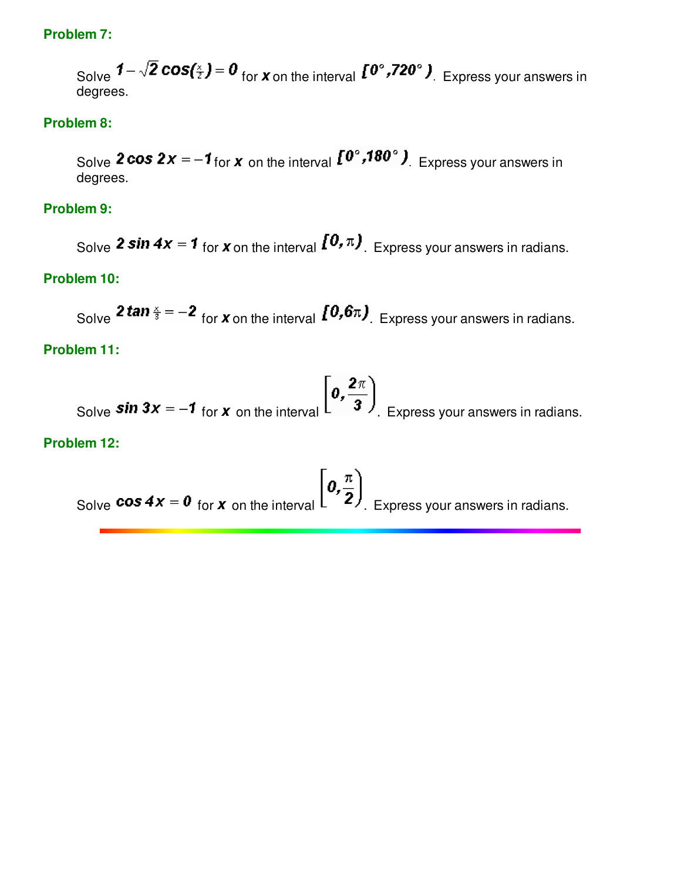**Problem 7:**

Solve $1-\sqrt{2}\cos(\frac{x}{2})=0$ for $x$ on the interval $[0°,720°)$. Express your answers in degrees.

**Problem 8:**

Solve $2\cos 2x=-1$ for $x$ on the interval $[0°,180°)$. Express your answers in degrees.

**Problem 9:**

Solve $2\sin 4x=1$ for $x$ on the interval $[0,\pi)$. Express your answers in radians.

**Problem 10:**

Solve $2\tan\frac{x}{3}=-2$ for $x$ on the interval $[0,6\pi)$. Express your answers in radians.

**Problem 11:**

Solve $\sin 3x=-1$ for $x$ on the interval $\left[0,\frac{2\pi}{3}\right)$. Express your answers in radians.

**Problem 12:**

Solve $\cos 4x=0$ for $x$ on the interval $\left[0,\frac{\pi}{2}\right)$. Express your answers in radians.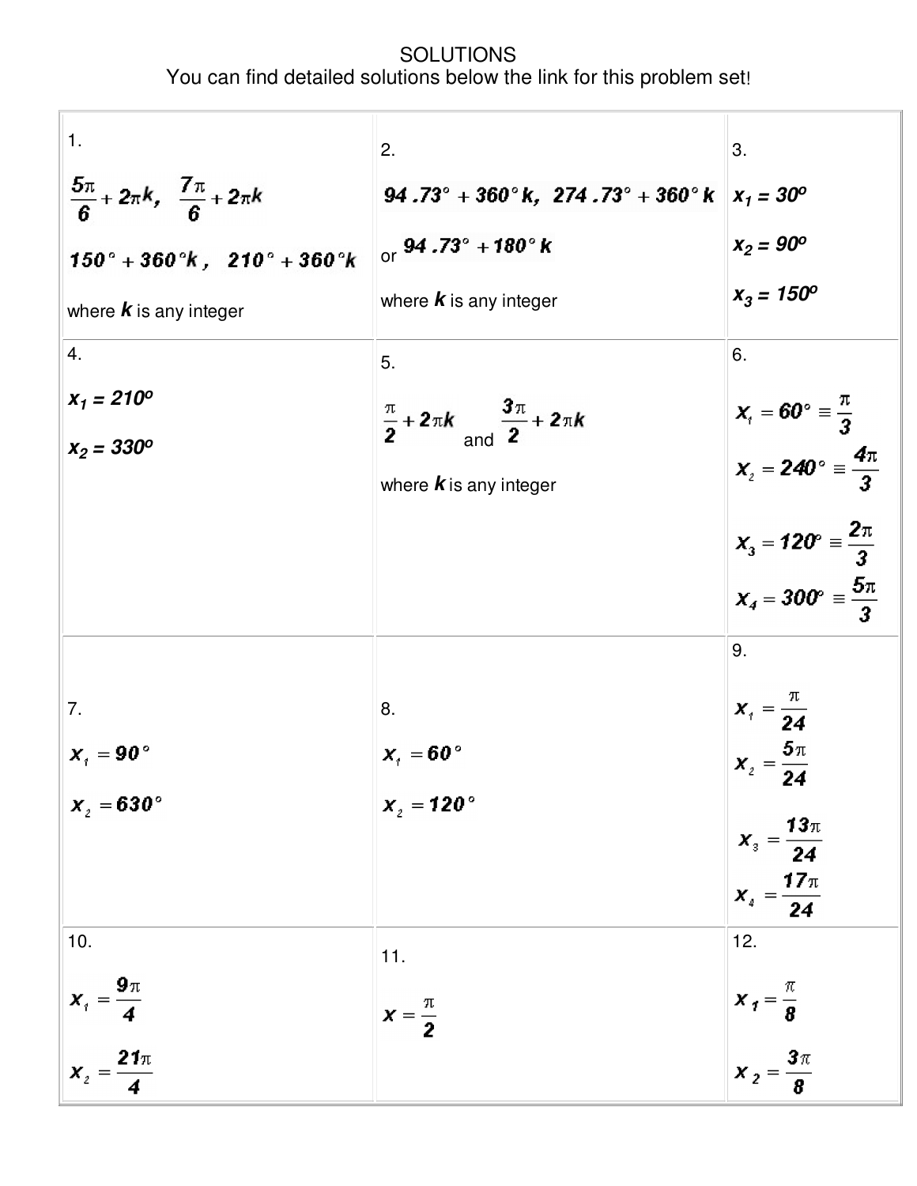SOLUTIONS

You can find detailed solutions below the link for this problem set!

| | | |
|---|---|---|
| 1. $\frac{5\pi}{6} + 2\pi k, \ \frac{7\pi}{6} + 2\pi k$<br>$150° + 360°k, \ 210° + 360°k$<br>where $k$ is any integer | 2. $94.73° + 360°k, \ 274.73° + 360°k$<br>or $94.73° + 180°k$<br>where $k$ is any integer | 3. $x_1 = 30°$<br>$x_2 = 90°$<br>$x_3 = 150°$ |
| 4. $x_1 = 210°$<br>$x_2 = 330°$ | 5. $\frac{\pi}{2} + 2\pi k$ and $\frac{3\pi}{2} + 2\pi k$<br>where $k$ is any integer | 6. $x_1 = 60° \equiv \frac{\pi}{3}$<br>$x_2 = 240° \equiv \frac{4\pi}{3}$<br>$x_3 = 120° \equiv \frac{2\pi}{3}$<br>$x_4 = 300° \equiv \frac{5\pi}{3}$ |
| 7. $x_1 = 90°$<br>$x_2 = 630°$ | 8. $x_1 = 60°$<br>$x_2 = 120°$ | 9. $x_1 = \frac{\pi}{24}$<br>$x_2 = \frac{5\pi}{24}$<br>$x_3 = \frac{13\pi}{24}$<br>$x_4 = \frac{17\pi}{24}$ |
| 10. $x_1 = \frac{9\pi}{4}$<br>$x_2 = \frac{21\pi}{4}$ | 11. $x = \frac{\pi}{2}$ | 12. $x_1 = \frac{\pi}{8}$<br>$x_2 = \frac{3\pi}{8}$ |